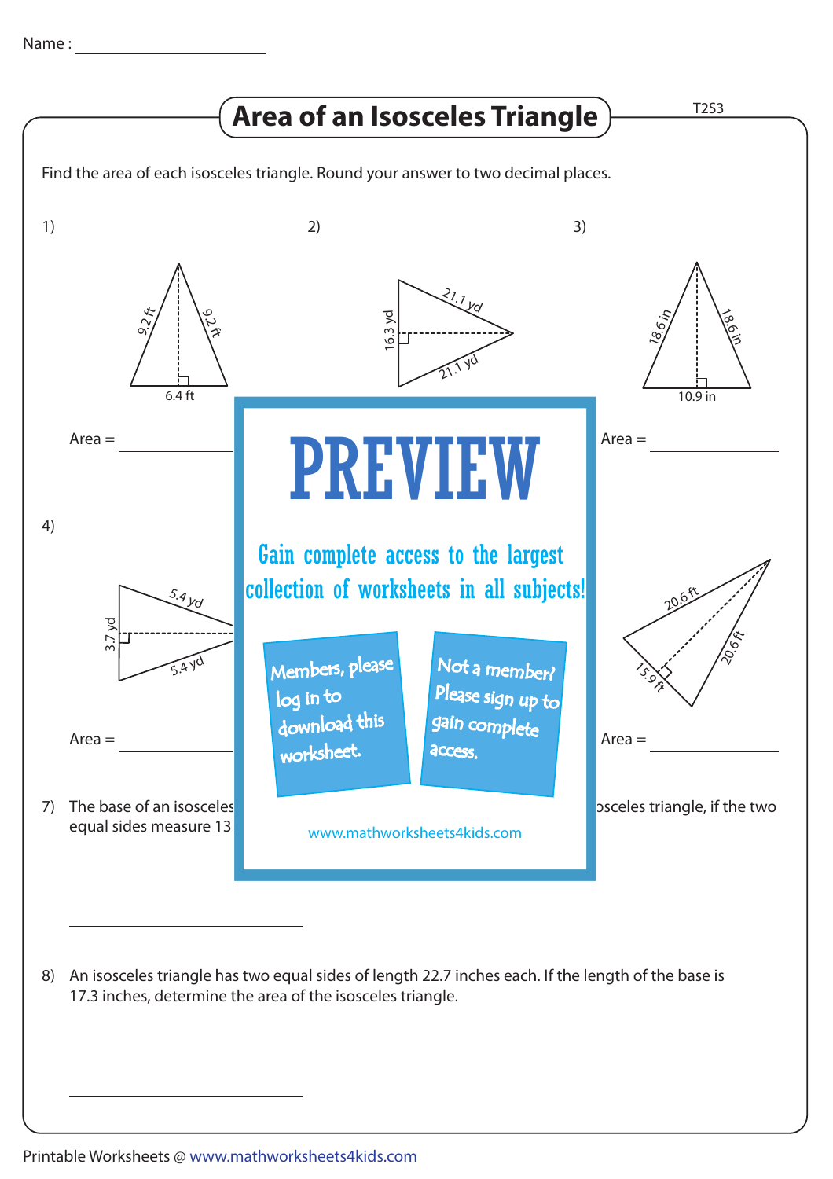Name : ____________________

# Area of an Isosceles Triangle

T2S3

Find the area of each isosceles triangle. Round your answer to two decimal places.

1) Sides: 9.2 ft, 9.2 ft; Base: 6.4 ft

Area = __________

2) Sides: 21.1 yd, 21.1 yd; Base: 16.3 yd

3) Sides: 18.6 in, 18.6 in; Base: 10.9 in

Area = __________

4) Sides: 5.4 yd, 5.4 yd; Base: 3.7 yd

Area = __________

6) Sides: 20.6 ft, 20.6 ft; Base: 15.9 ft

Area = __________

# PREVIEW

Gain complete access to the largest collection of worksheets in all subjects!

Members, please log in to download this worksheet.

Not a member? Please sign up to gain complete access.

www.mathworksheets4kids.com

7) The base of an isosceles ... equal sides measure 13...

...osceles triangle, if the two

____________________

8) An isosceles triangle has two equal sides of length 22.7 inches each. If the length of the base is 17.3 inches, determine the area of the isosceles triangle.

____________________

Printable Worksheets @ www.mathworksheets4kids.com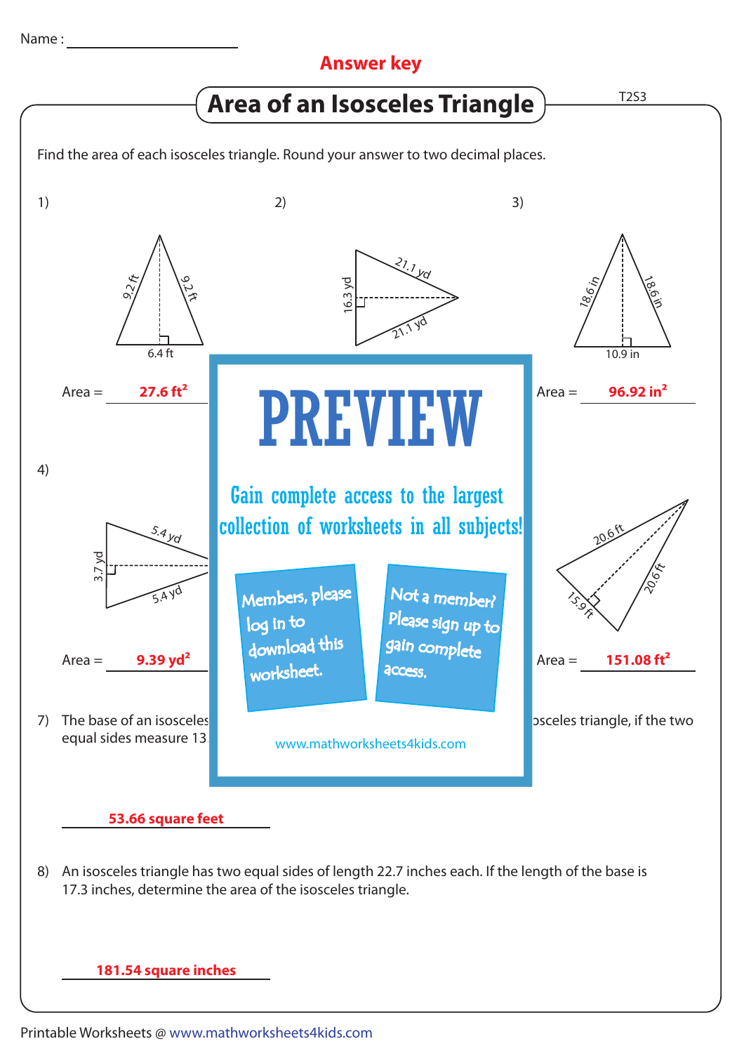Name :

**Answer key**

# Area of an Isosceles Triangle

T2S3

Find the area of each isosceles triangle. Round your answer to two decimal places.

1)

9.2 ft
9.2 ft
6.4 ft

Area = **27.6 ft²**

2)

16.3 yd
21.1 yd
21.1 yd

3)

18.6 in
18.6 in
10.9 in

Area = **96.92 in²**

4)

3.7 yd
5.4 yd
5.4 yd

Area = **9.39 yd²**

20.6 ft
20.6 ft
15.9 ft

Area = **151.08 ft²**

PREVIEW

Gain complete access to the largest collection of worksheets in all subjects!

Members, please log in to download this worksheet.

Not a member? Please sign up to gain complete access.

www.mathworksheets4kids.com

7) The base of an isosceles ... osceles triangle, if the two equal sides measure 13...

**53.66 square feet**

8) An isosceles triangle has two equal sides of length 22.7 inches each. If the length of the base is 17.3 inches, determine the area of the isosceles triangle.

**181.54 square inches**

Printable Worksheets @ www.mathworksheets4kids.com